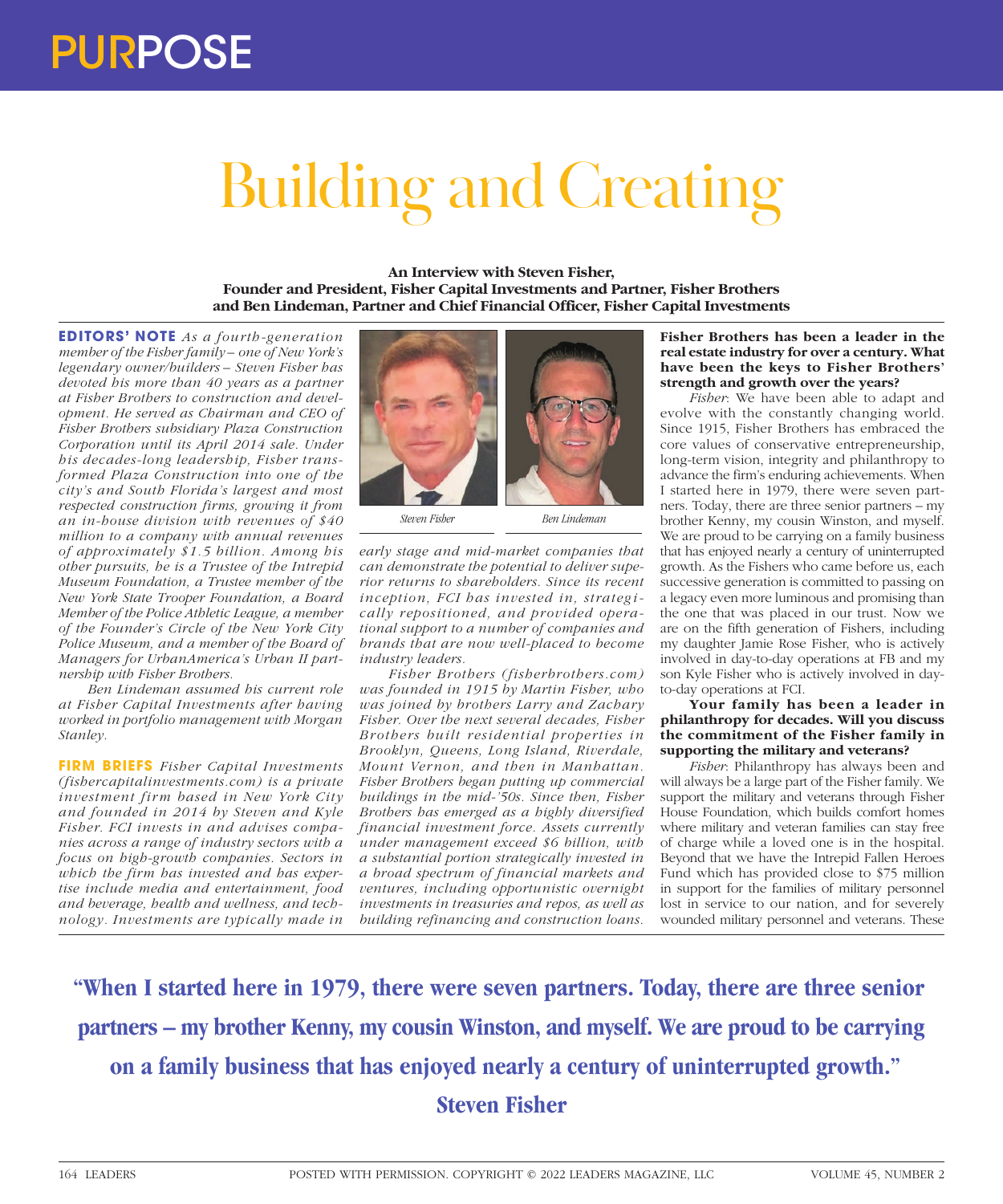PURPOSE

# Building and Creating

**An Interview with Steven Fisher, Founder and President, Fisher Capital Investments and Partner, Fisher Brothers and Ben Lindeman, Partner and Chief Financial Officer, Fisher Capital Investments**

**EDITORS' NOTE** *As a fourth-generation member of the Fisher family – one of New York's legendary owner/builders – Steven Fisher has devoted his more than 40 years as a partner at Fisher Brothers to construction and development. He served as Chairman and CEO of Fisher Brothers subsidiary Plaza Construction Corporation until its April 2014 sale. Under his decades-long leadership, Fisher transformed Plaza Construction into one of the city's and South Florida's largest and most respected construction firms, growing it from an in-house division with revenues of $40 million to a company with annual revenues of approximately $1.5 billion. Among his other pursuits, he is a Trustee of the Intrepid Museum Foundation, a Trustee member of the New York State Trooper Foundation, a Board Member of the Police Athletic League, a member of the Founder's Circle of the New York City Police Museum, and a member of the Board of Managers for UrbanAmerica's Urban II partnership with Fisher Brothers.*

*Ben Lindeman assumed his current role at Fisher Capital Investments after having worked in portfolio management with Morgan Stanley.*

**FIRM BRIEFS** *Fisher Capital Investments (fishercapitalinvestments.com) is a private investment firm based in New York City and founded in 2014 by Steven and Kyle Fisher. FCI invests in and advises companies across a range of industry sectors with a focus on high-growth companies. Sectors in which the firm has invested and has expertise include media and entertainment, food and beverage, health and wellness, and technology. Investments are typically made in early stage and mid-market companies that can demonstrate the potential to deliver superior returns to shareholders. Since its recent inception, FCI has invested in, strategically repositioned, and provided operational support to a number of companies and brands that are now well-placed to become industry leaders.*

*Fisher Brothers (fisherbrothers.com) was founded in 1915 by Martin Fisher, who was joined by brothers Larry and Zachary Fisher. Over the next several decades, Fisher Brothers built residential properties in Brooklyn, Queens, Long Island, Riverdale, Mount Vernon, and then in Manhattan. Fisher Brothers began putting up commercial buildings in the mid-'50s. Since then, Fisher Brothers has emerged as a highly diversified financial investment force. Assets currently under management exceed $6 billion, with a substantial portion strategically invested in a broad spectrum of financial markets and ventures, including opportunistic overnight investments in treasuries and repos, as well as building refinancing and construction loans.*

*Steven Fisher*

*Ben Lindeman*

**Fisher Brothers has been a leader in the real estate industry for over a century. What have been the keys to Fisher Brothers' strength and growth over the years?**

*Fisher*: We have been able to adapt and evolve with the constantly changing world. Since 1915, Fisher Brothers has embraced the core values of conservative entrepreneurship, long-term vision, integrity and philanthropy to advance the firm's enduring achievements. When I started here in 1979, there were seven partners. Today, there are three senior partners – my brother Kenny, my cousin Winston, and myself. We are proud to be carrying on a family business that has enjoyed nearly a century of uninterrupted growth. As the Fishers who came before us, each successive generation is committed to passing on a legacy even more luminous and promising than the one that was placed in our trust. Now we are on the fifth generation of Fishers, including my daughter Jamie Rose Fisher, who is actively involved in day-to-day operations at FB and my son Kyle Fisher who is actively involved in day-to-day operations at FCI.

**Your family has been a leader in philanthropy for decades. Will you discuss the commitment of the Fisher family in supporting the military and veterans?**

*Fisher*: Philanthropy has always been and will always be a large part of the Fisher family. We support the military and veterans through Fisher House Foundation, which builds comfort homes where military and veteran families can stay free of charge while a loved one is in the hospital. Beyond that we have the Intrepid Fallen Heroes Fund which has provided close to $75 million in support for the families of military personnel lost in service to our nation, and for severely wounded military personnel and veterans. These

> "When I started here in 1979, there were seven partners. Today, there are three senior partners – my brother Kenny, my cousin Winston, and myself. We are proud to be carrying on a family business that has enjoyed nearly a century of uninterrupted growth."
> **Steven Fisher**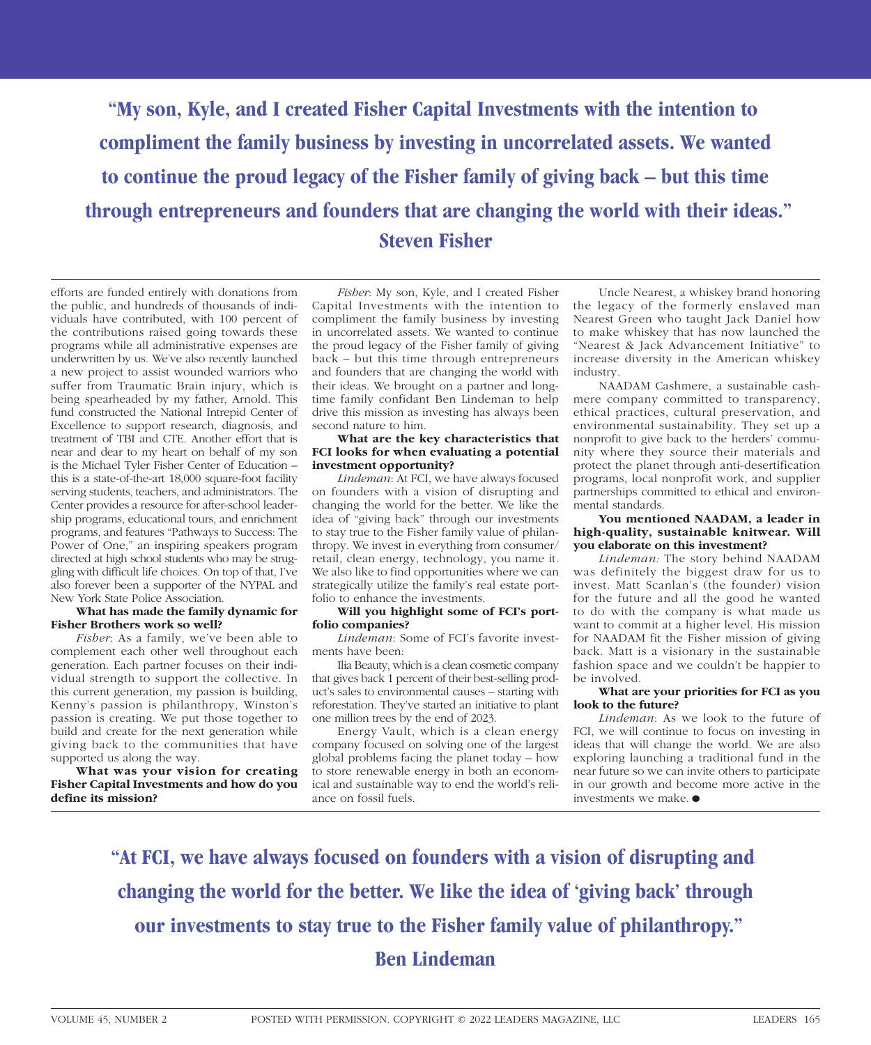**"My son, Kyle, and I created Fisher Capital Investments with the intention to compliment the family business by investing in uncorrelated assets. We wanted to continue the proud legacy of the Fisher family of giving back – but this time through entrepreneurs and founders that are changing the world with their ideas."**
**Steven Fisher**

efforts are funded entirely with donations from the public, and hundreds of thousands of individuals have contributed, with 100 percent of the contributions raised going towards these programs while all administrative expenses are underwritten by us. We've also recently launched a new project to assist wounded warriors who suffer from Traumatic Brain injury, which is being spearheaded by my father, Arnold. This fund constructed the National Intrepid Center of Excellence to support research, diagnosis, and treatment of TBI and CTE. Another effort that is near and dear to my heart on behalf of my son is the Michael Tyler Fisher Center of Education – this is a state-of-the-art 18,000 square-foot facility serving students, teachers, and administrators. The Center provides a resource for after-school leadership programs, educational tours, and enrichment programs, and features "Pathways to Success: The Power of One," an inspiring speakers program directed at high school students who may be struggling with difficult life choices. On top of that, I've also forever been a supporter of the NYPAL and New York State Police Association.

**What has made the family dynamic for Fisher Brothers work so well?**

*Fisher*: As a family, we've been able to complement each other well throughout each generation. Each partner focuses on their individual strength to support the collective. In this current generation, my passion is building, Kenny's passion is philanthropy, Winston's passion is creating. We put those together to build and create for the next generation while giving back to the communities that have supported us along the way.

**What was your vision for creating Fisher Capital Investments and how do you define its mission?**

*Fisher*: My son, Kyle, and I created Fisher Capital Investments with the intention to compliment the family business by investing in uncorrelated assets. We wanted to continue the proud legacy of the Fisher family of giving back – but this time through entrepreneurs and founders that are changing the world with their ideas. We brought on a partner and longtime family confidant Ben Lindeman to help drive this mission as investing has always been second nature to him.

**What are the key characteristics that FCI looks for when evaluating a potential investment opportunity?**

*Lindeman*: At FCI, we have always focused on founders with a vision of disrupting and changing the world for the better. We like the idea of "giving back" through our investments to stay true to the Fisher family value of philanthropy. We invest in everything from consumer/retail, clean energy, technology, you name it. We also like to find opportunities where we can strategically utilize the family's real estate portfolio to enhance the investments.

**Will you highlight some of FCI's portfolio companies?**

*Lindeman*: Some of FCI's favorite investments have been:

Ilia Beauty, which is a clean cosmetic company that gives back 1 percent of their best-selling product's sales to environmental causes – starting with reforestation. They've started an initiative to plant one million trees by the end of 2023.

Energy Vault, which is a clean energy company focused on solving one of the largest global problems facing the planet today – how to store renewable energy in both an economical and sustainable way to end the world's reliance on fossil fuels.

Uncle Nearest, a whiskey brand honoring the legacy of the formerly enslaved man Nearest Green who taught Jack Daniel how to make whiskey that has now launched the "Nearest & Jack Advancement Initiative" to increase diversity in the American whiskey industry.

NAADAM Cashmere, a sustainable cashmere company committed to transparency, ethical practices, cultural preservation, and environmental sustainability. They set up a nonprofit to give back to the herders' community where they source their materials and protect the planet through anti-desertification programs, local nonprofit work, and supplier partnerships committed to ethical and environmental standards.

**You mentioned NAADAM, a leader in high-quality, sustainable knitwear. Will you elaborate on this investment?**

*Lindeman:* The story behind NAADAM was definitely the biggest draw for us to invest. Matt Scanlan's (the founder) vision for the future and all the good he wanted to do with the company is what made us want to commit at a higher level. His mission for NAADAM fit the Fisher mission of giving back. Matt is a visionary in the sustainable fashion space and we couldn't be happier to be involved.

**What are your priorities for FCI as you look to the future?**

*Lindeman*: As we look to the future of FCI, we will continue to focus on investing in ideas that will change the world. We are also exploring launching a traditional fund in the near future so we can invite others to participate in our growth and become more active in the investments we make. ●

**"At FCI, we have always focused on founders with a vision of disrupting and changing the world for the better. We like the idea of 'giving back' through our investments to stay true to the Fisher family value of philanthropy."**
**Ben Lindeman**

POSTED WITH PERMISSION. COPYRIGHT © 2022 LEADERS MAGAZINE, LLC